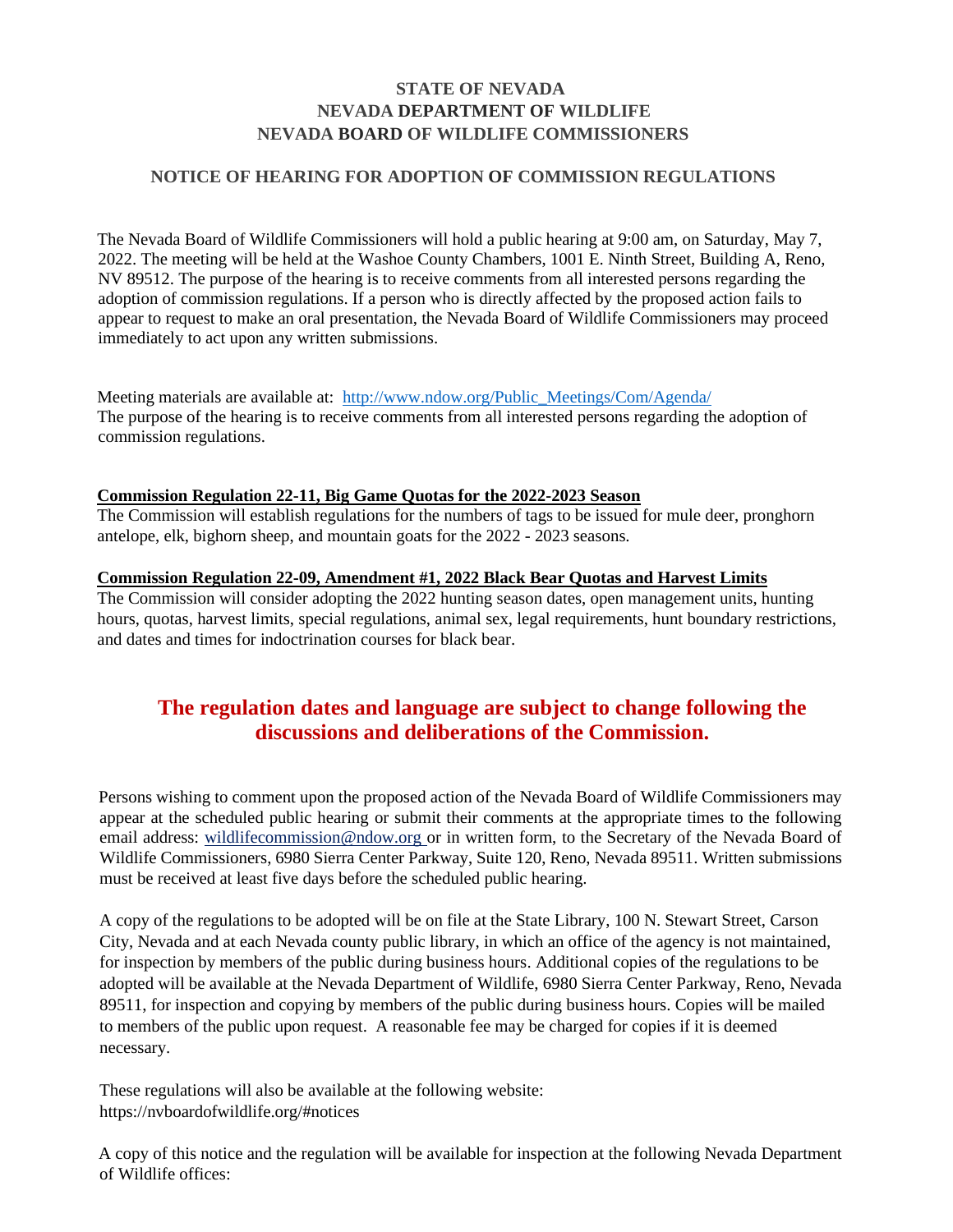# STATE OF NEVADA
# NEVADA DEPARTMENT OF WILDLIFE
# NEVADA BOARD OF WILDLIFE COMMISSIONERS

## NOTICE OF HEARING FOR ADOPTION OF COMMISSION REGULATIONS

The Nevada Board of Wildlife Commissioners will hold a public hearing at 9:00 am, on Saturday, May 7, 2022. The meeting will be held at the Washoe County Chambers, 1001 E. Ninth Street, Building A, Reno, NV 89512. The purpose of the hearing is to receive comments from all interested persons regarding the adoption of commission regulations. If a person who is directly affected by the proposed action fails to appear to request to make an oral presentation, the Nevada Board of Wildlife Commissioners may proceed immediately to act upon any written submissions.

Meeting materials are available at: http://www.ndow.org/Public_Meetings/Com/Agenda/
The purpose of the hearing is to receive comments from all interested persons regarding the adoption of commission regulations.

**Commission Regulation 22-11, Big Game Quotas for the 2022-2023 Season**
The Commission will establish regulations for the numbers of tags to be issued for mule deer, pronghorn antelope, elk, bighorn sheep, and mountain goats for the 2022 - 2023 seasons.

**Commission Regulation 22-09, Amendment #1, 2022 Black Bear Quotas and Harvest Limits**
The Commission will consider adopting the 2022 hunting season dates, open management units, hunting hours, quotas, harvest limits, special regulations, animal sex, legal requirements, hunt boundary restrictions, and dates and times for indoctrination courses for black bear.

## The regulation dates and language are subject to change following the discussions and deliberations of the Commission.

Persons wishing to comment upon the proposed action of the Nevada Board of Wildlife Commissioners may appear at the scheduled public hearing or submit their comments at the appropriate times to the following email address: wildlifecommission@ndow.org or in written form, to the Secretary of the Nevada Board of Wildlife Commissioners, 6980 Sierra Center Parkway, Suite 120, Reno, Nevada 89511. Written submissions must be received at least five days before the scheduled public hearing.

A copy of the regulations to be adopted will be on file at the State Library, 100 N. Stewart Street, Carson City, Nevada and at each Nevada county public library, in which an office of the agency is not maintained, for inspection by members of the public during business hours. Additional copies of the regulations to be adopted will be available at the Nevada Department of Wildlife, 6980 Sierra Center Parkway, Reno, Nevada 89511, for inspection and copying by members of the public during business hours. Copies will be mailed to members of the public upon request. A reasonable fee may be charged for copies if it is deemed necessary.

These regulations will also be available at the following website:
https://nvboardofwildlife.org/#notices

A copy of this notice and the regulation will be available for inspection at the following Nevada Department of Wildlife offices: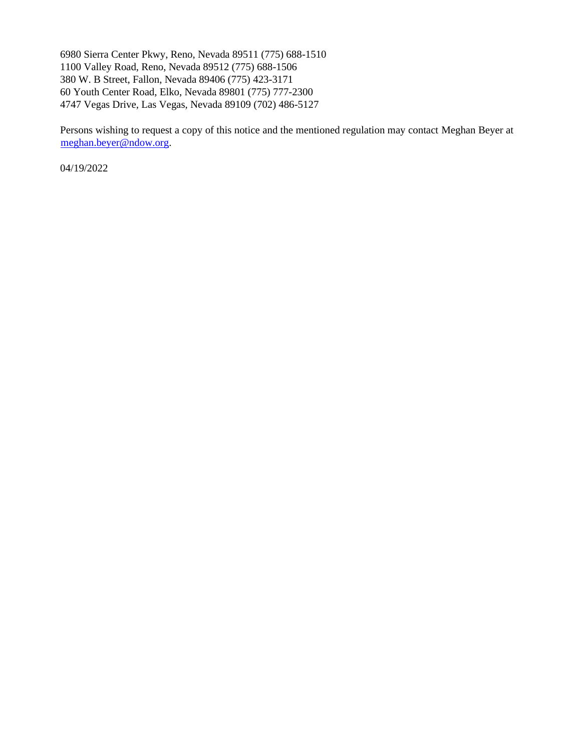6980 Sierra Center Pkwy, Reno, Nevada 89511 (775) 688-1510
1100 Valley Road, Reno, Nevada 89512 (775) 688-1506
380 W. B Street, Fallon, Nevada 89406 (775) 423-3171
60 Youth Center Road, Elko, Nevada 89801 (775) 777-2300
4747 Vegas Drive, Las Vegas, Nevada 89109 (702) 486-5127

Persons wishing to request a copy of this notice and the mentioned regulation may contact Meghan Beyer at meghan.beyer@ndow.org.

04/19/2022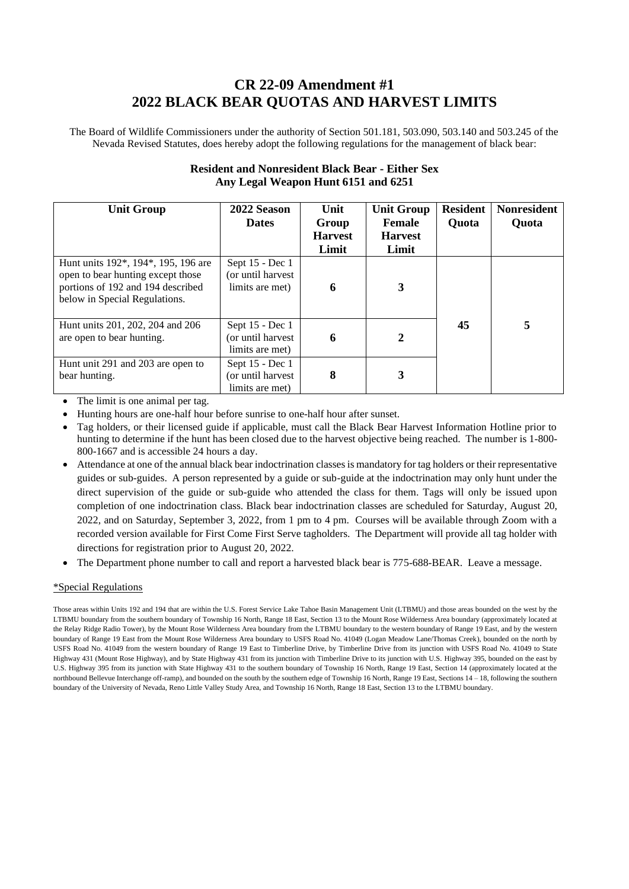# CR 22-09 Amendment #1
# 2022 BLACK BEAR QUOTAS AND HARVEST LIMITS

The Board of Wildlife Commissioners under the authority of Section 501.181, 503.090, 503.140 and 503.245 of the Nevada Revised Statutes, does hereby adopt the following regulations for the management of black bear:

### Resident and Nonresident Black Bear - Either Sex
### Any Legal Weapon Hunt 6151 and 6251

| Unit Group | 2022 Season Dates | Unit Group Harvest Limit | Unit Group Female Harvest Limit | Resident Quota | Nonresident Quota |
|---|---|---|---|---|---|
| Hunt units 192*, 194*, 195, 196 are open to bear hunting except those portions of 192 and 194 described below in Special Regulations. | Sept 15 - Dec 1 (or until harvest limits are met) | **6** | **3** | **45** | **5** |
| Hunt units 201, 202, 204 and 206 are open to bear hunting. | Sept 15 - Dec 1 (or until harvest limits are met) | **6** | **2** | | |
| Hunt unit 291 and 203 are open to bear hunting. | Sept 15 - Dec 1 (or until harvest limits are met) | **8** | **3** | | |

- The limit is one animal per tag.
- Hunting hours are one-half hour before sunrise to one-half hour after sunset.
- Tag holders, or their licensed guide if applicable, must call the Black Bear Harvest Information Hotline prior to hunting to determine if the hunt has been closed due to the harvest objective being reached. The number is 1-800-800-1667 and is accessible 24 hours a day.
- Attendance at one of the annual black bear indoctrination classes is mandatory for tag holders or their representative guides or sub-guides. A person represented by a guide or sub-guide at the indoctrination may only hunt under the direct supervision of the guide or sub-guide who attended the class for them. Tags will only be issued upon completion of one indoctrination class. Black bear indoctrination classes are scheduled for Saturday, August 20, 2022, and on Saturday, September 3, 2022, from 1 pm to 4 pm. Courses will be available through Zoom with a recorded version available for First Come First Serve tagholders. The Department will provide all tag holder with directions for registration prior to August 20, 2022.
- The Department phone number to call and report a harvested black bear is 775-688-BEAR. Leave a message.

*Special Regulations

Those areas within Units 192 and 194 that are within the U.S. Forest Service Lake Tahoe Basin Management Unit (LTBMU) and those areas bounded on the west by the LTBMU boundary from the southern boundary of Township 16 North, Range 18 East, Section 13 to the Mount Rose Wilderness Area boundary (approximately located at the Relay Ridge Radio Tower), by the Mount Rose Wilderness Area boundary from the LTBMU boundary to the western boundary of Range 19 East, and by the western boundary of Range 19 East from the Mount Rose Wilderness Area boundary to USFS Road No. 41049 (Logan Meadow Lane/Thomas Creek), bounded on the north by USFS Road No. 41049 from the western boundary of Range 19 East to Timberline Drive, by Timberline Drive from its junction with USFS Road No. 41049 to State Highway 431 (Mount Rose Highway), and by State Highway 431 from its junction with Timberline Drive to its junction with U.S. Highway 395, bounded on the east by U.S. Highway 395 from its junction with State Highway 431 to the southern boundary of Township 16 North, Range 19 East, Section 14 (approximately located at the northbound Bellevue Interchange off-ramp), and bounded on the south by the southern edge of Township 16 North, Range 19 East, Sections 14 – 18, following the southern boundary of the University of Nevada, Reno Little Valley Study Area, and Township 16 North, Range 18 East, Section 13 to the LTBMU boundary.